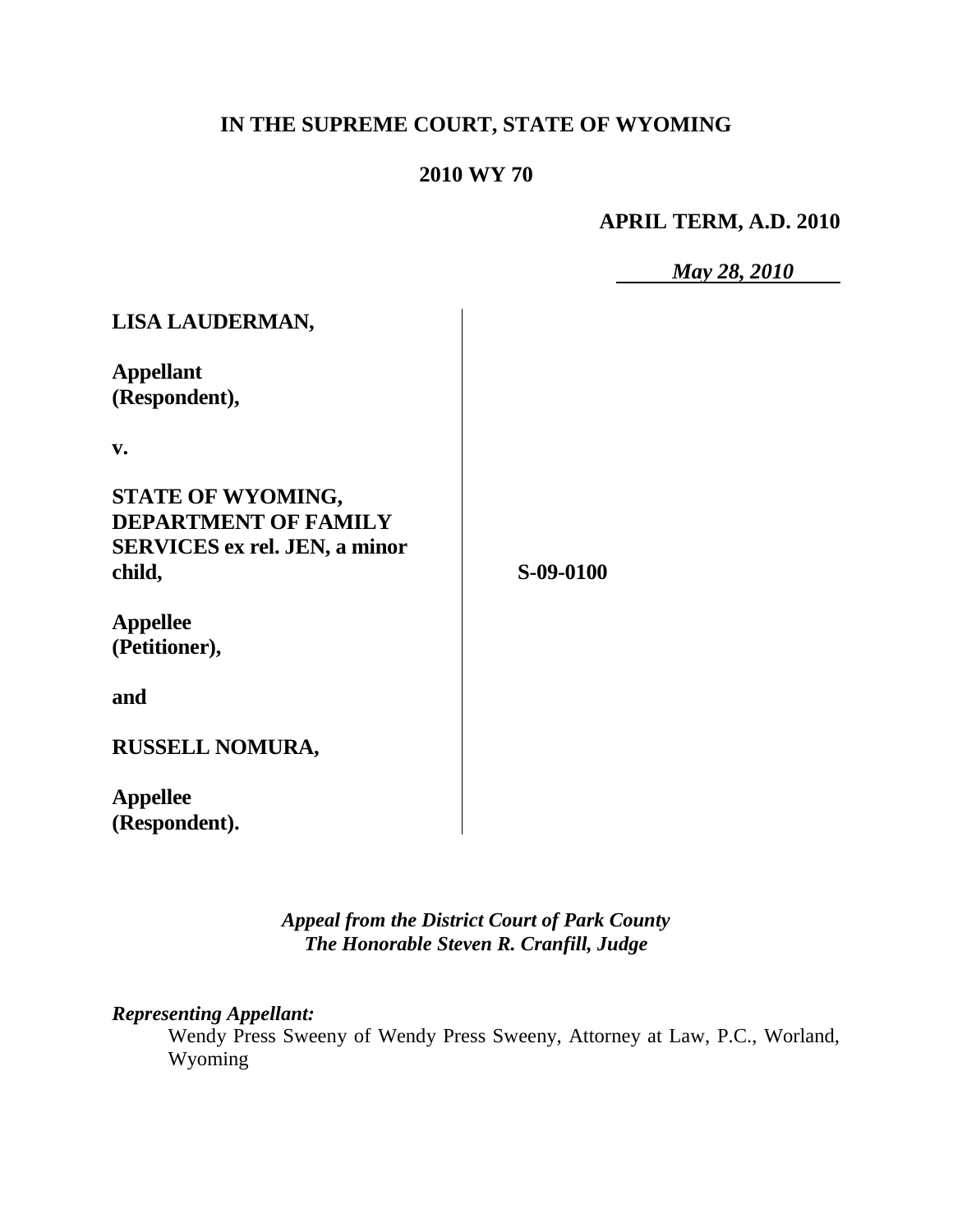**IN THE SUPREME COURT, STATE OF WYOMING**

**2010 WY 70**

**APRIL TERM, A.D. 2010**

*May 28, 2010*

**LISA LAUDERMAN,**

**Appellant (Respondent),**

**v.**

**STATE OF WYOMING, DEPARTMENT OF FAMILY SERVICES ex rel. JEN, a minor child,**

**Appellee (Petitioner),**

**and**

**RUSSELL NOMURA,**

**Appellee (Respondent).**

**S-09-0100**

*Appeal from the District Court of Park County*
*The Honorable Steven R. Cranfill, Judge*

***Representing Appellant:***

Wendy Press Sweeny of Wendy Press Sweeny, Attorney at Law, P.C., Worland, Wyoming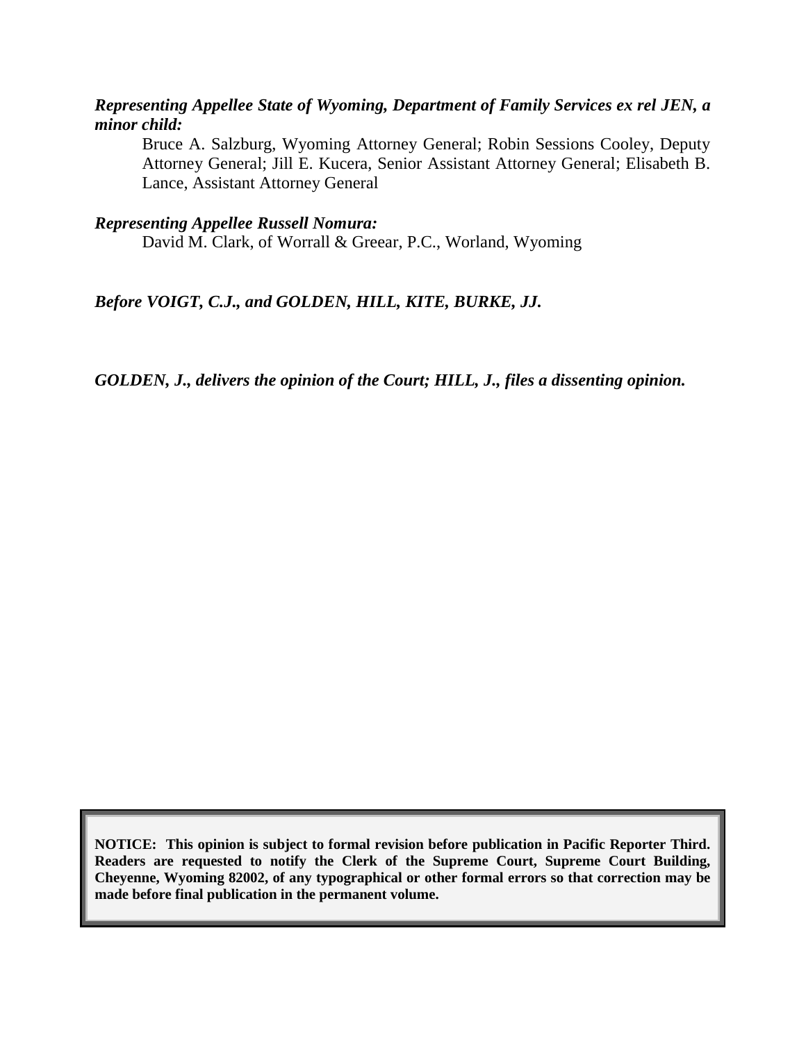***Representing Appellee State of Wyoming, Department of Family Services ex rel JEN, a minor child:***

Bruce A. Salzburg, Wyoming Attorney General; Robin Sessions Cooley, Deputy Attorney General; Jill E. Kucera, Senior Assistant Attorney General; Elisabeth B. Lance, Assistant Attorney General

***Representing Appellee Russell Nomura:***

David M. Clark, of Worrall & Greear, P.C., Worland, Wyoming

***Before VOIGT, C.J., and GOLDEN, HILL, KITE, BURKE, JJ.***

***GOLDEN, J., delivers the opinion of the Court; HILL, J., files a dissenting opinion.***

**NOTICE: This opinion is subject to formal revision before publication in Pacific Reporter Third. Readers are requested to notify the Clerk of the Supreme Court, Supreme Court Building, Cheyenne, Wyoming 82002, of any typographical or other formal errors so that correction may be made before final publication in the permanent volume.**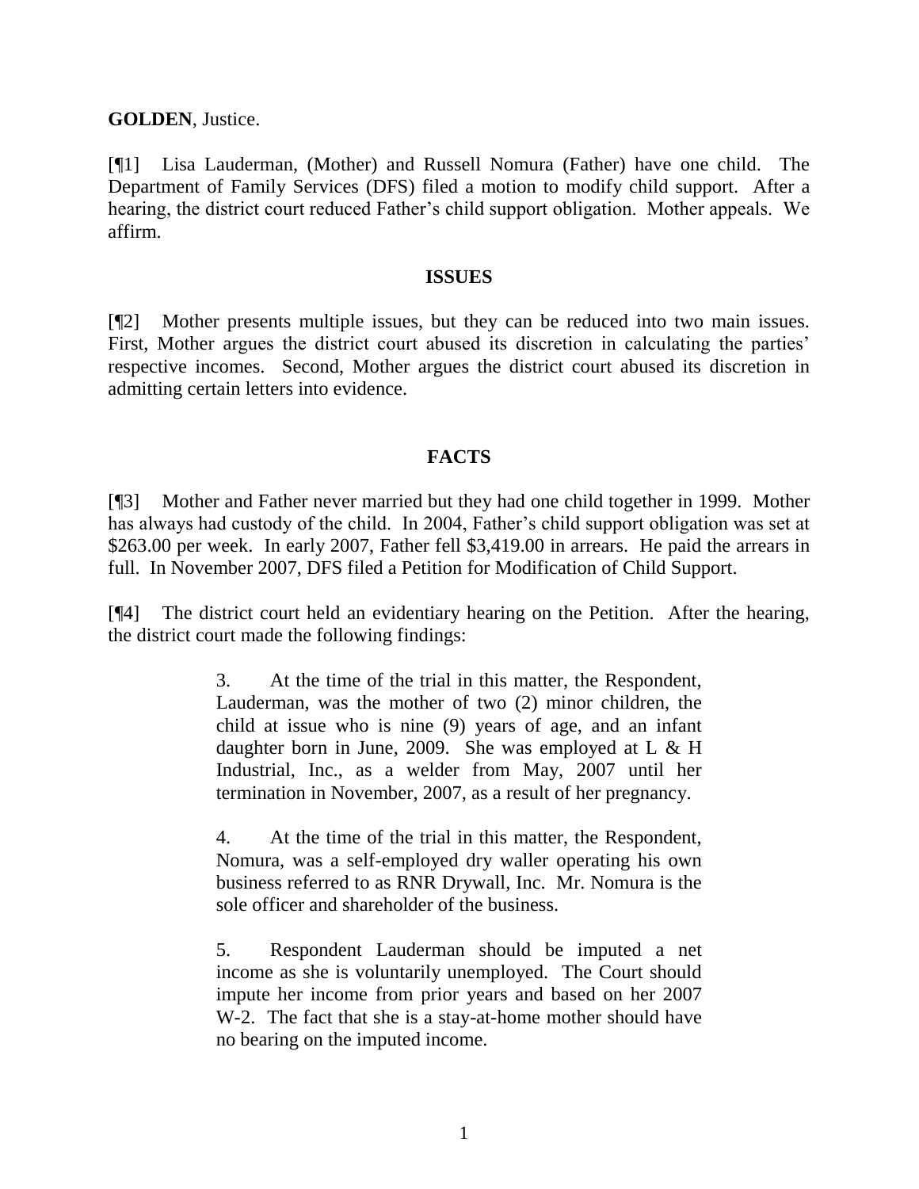**GOLDEN**, Justice.

[¶1] Lisa Lauderman, (Mother) and Russell Nomura (Father) have one child. The Department of Family Services (DFS) filed a motion to modify child support. After a hearing, the district court reduced Father's child support obligation. Mother appeals. We affirm.

## ISSUES

[¶2] Mother presents multiple issues, but they can be reduced into two main issues. First, Mother argues the district court abused its discretion in calculating the parties' respective incomes. Second, Mother argues the district court abused its discretion in admitting certain letters into evidence.

## FACTS

[¶3] Mother and Father never married but they had one child together in 1999. Mother has always had custody of the child. In 2004, Father's child support obligation was set at $263.00 per week. In early 2007, Father fell $3,419.00 in arrears. He paid the arrears in full. In November 2007, DFS filed a Petition for Modification of Child Support.

[¶4] The district court held an evidentiary hearing on the Petition. After the hearing, the district court made the following findings:

> 3. At the time of the trial in this matter, the Respondent, Lauderman, was the mother of two (2) minor children, the child at issue who is nine (9) years of age, and an infant daughter born in June, 2009. She was employed at L & H Industrial, Inc., as a welder from May, 2007 until her termination in November, 2007, as a result of her pregnancy.
>
> 4. At the time of the trial in this matter, the Respondent, Nomura, was a self-employed dry waller operating his own business referred to as RNR Drywall, Inc. Mr. Nomura is the sole officer and shareholder of the business.
>
> 5. Respondent Lauderman should be imputed a net income as she is voluntarily unemployed. The Court should impute her income from prior years and based on her 2007 W-2. The fact that she is a stay-at-home mother should have no bearing on the imputed income.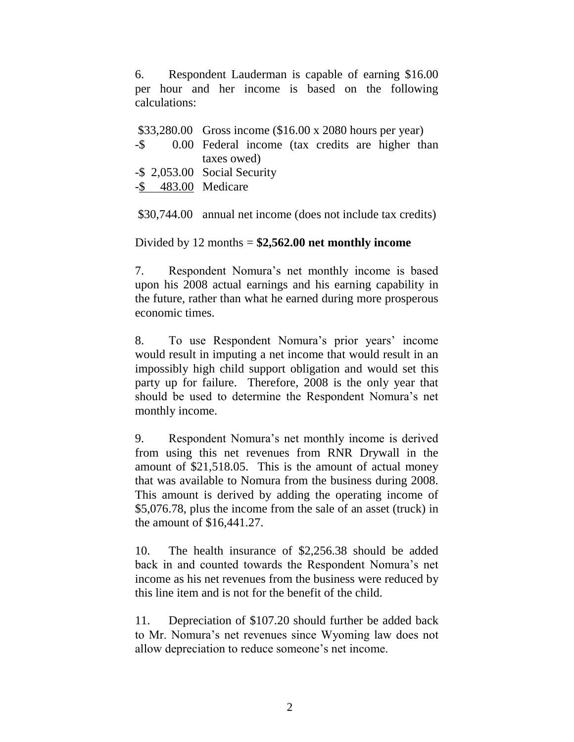6. Respondent Lauderman is capable of earning $16.00 per hour and her income is based on the following calculations:

| | |
|---|---|
| $33,280.00 | Gross income ($16.00 x 2080 hours per year) |
| -$ 0.00 | Federal income (tax credits are higher than taxes owed) |
| -$ 2,053.00 | Social Security |
| -$ 483.00 | Medicare |
| $30,744.00 | annual net income (does not include tax credits) |

Divided by 12 months = **$2,562.00 net monthly income**

7. Respondent Nomura's net monthly income is based upon his 2008 actual earnings and his earning capability in the future, rather than what he earned during more prosperous economic times.

8. To use Respondent Nomura's prior years' income would result in imputing a net income that would result in an impossibly high child support obligation and would set this party up for failure. Therefore, 2008 is the only year that should be used to determine the Respondent Nomura's net monthly income.

9. Respondent Nomura's net monthly income is derived from using this net revenues from RNR Drywall in the amount of $21,518.05. This is the amount of actual money that was available to Nomura from the business during 2008. This amount is derived by adding the operating income of $5,076.78, plus the income from the sale of an asset (truck) in the amount of $16,441.27.

10. The health insurance of $2,256.38 should be added back in and counted towards the Respondent Nomura's net income as his net revenues from the business were reduced by this line item and is not for the benefit of the child.

11. Depreciation of $107.20 should further be added back to Mr. Nomura's net revenues since Wyoming law does not allow depreciation to reduce someone's net income.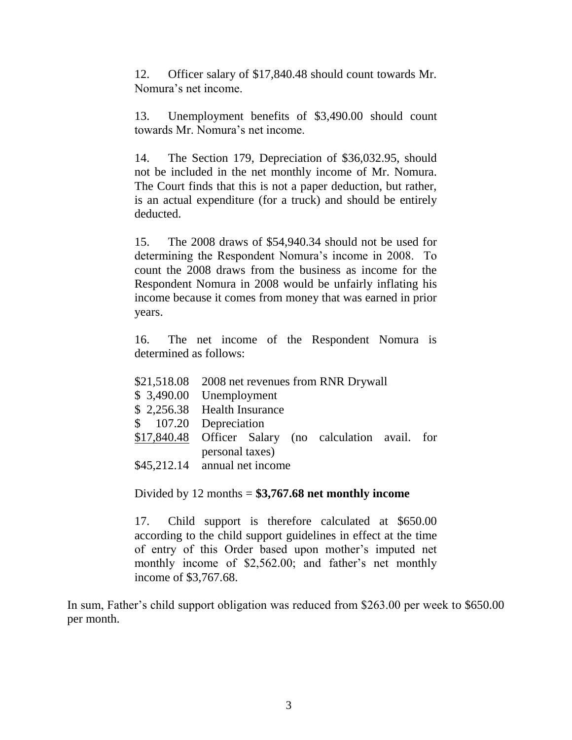12. Officer salary of $17,840.48 should count towards Mr. Nomura's net income.

13. Unemployment benefits of $3,490.00 should count towards Mr. Nomura's net income.

14. The Section 179, Depreciation of $36,032.95, should not be included in the net monthly income of Mr. Nomura. The Court finds that this is not a paper deduction, but rather, is an actual expenditure (for a truck) and should be entirely deducted.

15. The 2008 draws of $54,940.34 should not be used for determining the Respondent Nomura's income in 2008. To count the 2008 draws from the business as income for the Respondent Nomura in 2008 would be unfairly inflating his income because it comes from money that was earned in prior years.

16. The net income of the Respondent Nomura is determined as follows:

| | |
|---|---|
| $21,518.08 | 2008 net revenues from RNR Drywall |
| $ 3,490.00 | Unemployment |
| $ 2,256.38 | Health Insurance |
| $ 107.20 | Depreciation |
| $17,840.48 | Officer Salary (no calculation avail. for personal taxes) |
| $45,212.14 | annual net income |

Divided by 12 months = **$3,767.68 net monthly income**

17. Child support is therefore calculated at $650.00 according to the child support guidelines in effect at the time of entry of this Order based upon mother's imputed net monthly income of $2,562.00; and father's net monthly income of $3,767.68.

In sum, Father's child support obligation was reduced from $263.00 per week to $650.00 per month.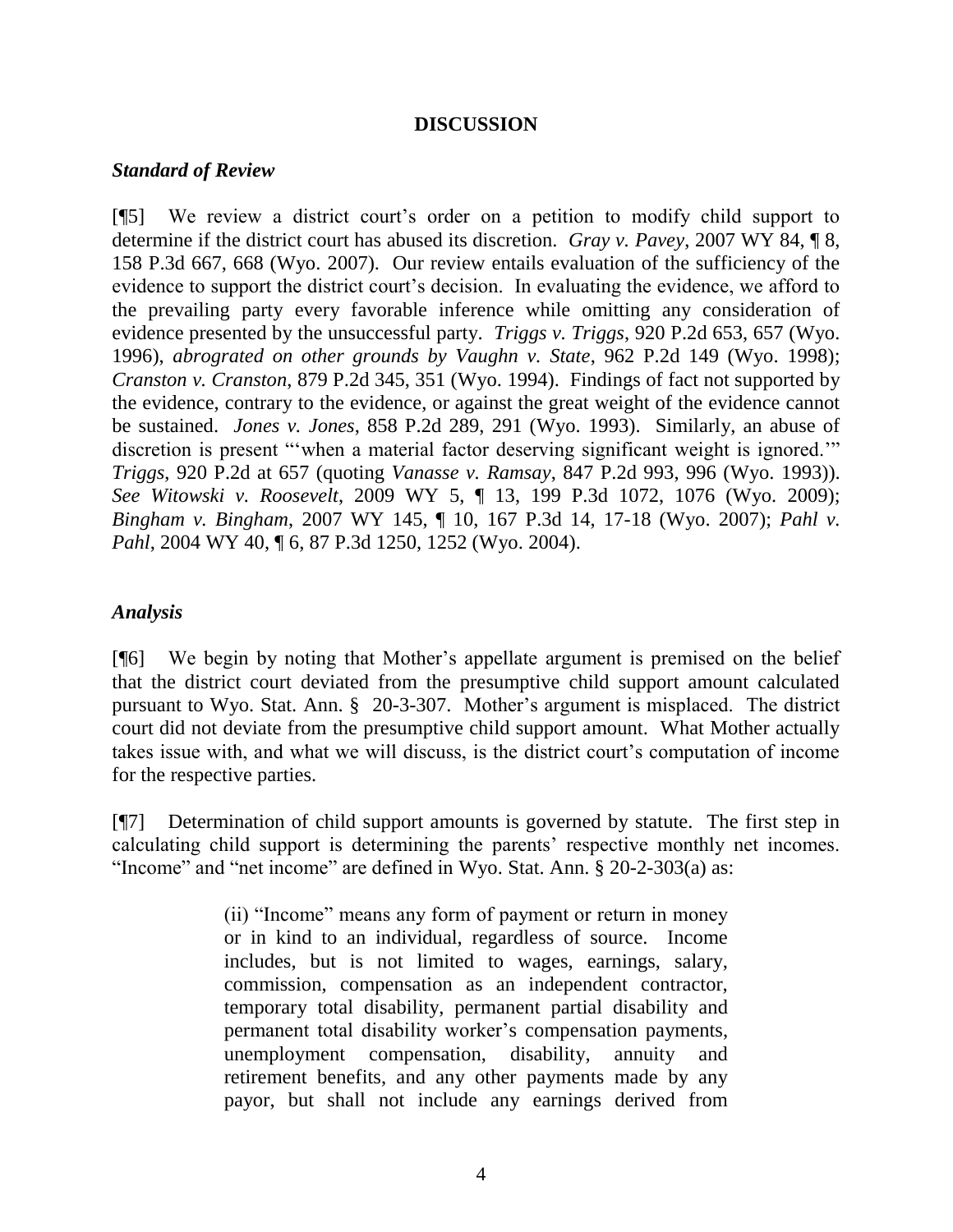## DISCUSSION

### *Standard of Review*

[¶5] We review a district court's order on a petition to modify child support to determine if the district court has abused its discretion. *Gray v. Pavey*, 2007 WY 84, ¶ 8, 158 P.3d 667, 668 (Wyo. 2007). Our review entails evaluation of the sufficiency of the evidence to support the district court's decision. In evaluating the evidence, we afford to the prevailing party every favorable inference while omitting any consideration of evidence presented by the unsuccessful party. *Triggs v. Triggs*, 920 P.2d 653, 657 (Wyo. 1996), *abrograted on other grounds by Vaughn v. State*, 962 P.2d 149 (Wyo. 1998); *Cranston v. Cranston*, 879 P.2d 345, 351 (Wyo. 1994). Findings of fact not supported by the evidence, contrary to the evidence, or against the great weight of the evidence cannot be sustained. *Jones v. Jones*, 858 P.2d 289, 291 (Wyo. 1993). Similarly, an abuse of discretion is present "'when a material factor deserving significant weight is ignored.'" *Triggs*, 920 P.2d at 657 (quoting *Vanasse v. Ramsay*, 847 P.2d 993, 996 (Wyo. 1993)). *See Witowski v. Roosevelt*, 2009 WY 5, ¶ 13, 199 P.3d 1072, 1076 (Wyo. 2009); *Bingham v. Bingham*, 2007 WY 145, ¶ 10, 167 P.3d 14, 17-18 (Wyo. 2007); *Pahl v. Pahl*, 2004 WY 40, ¶ 6, 87 P.3d 1250, 1252 (Wyo. 2004).

### *Analysis*

[¶6] We begin by noting that Mother's appellate argument is premised on the belief that the district court deviated from the presumptive child support amount calculated pursuant to Wyo. Stat. Ann. § 20-3-307. Mother's argument is misplaced. The district court did not deviate from the presumptive child support amount. What Mother actually takes issue with, and what we will discuss, is the district court's computation of income for the respective parties.

[¶7] Determination of child support amounts is governed by statute. The first step in calculating child support is determining the parents' respective monthly net incomes. "Income" and "net income" are defined in Wyo. Stat. Ann. § 20-2-303(a) as:

> (ii) "Income" means any form of payment or return in money or in kind to an individual, regardless of source. Income includes, but is not limited to wages, earnings, salary, commission, compensation as an independent contractor, temporary total disability, permanent partial disability and permanent total disability worker's compensation payments, unemployment compensation, disability, annuity and retirement benefits, and any other payments made by any payor, but shall not include any earnings derived from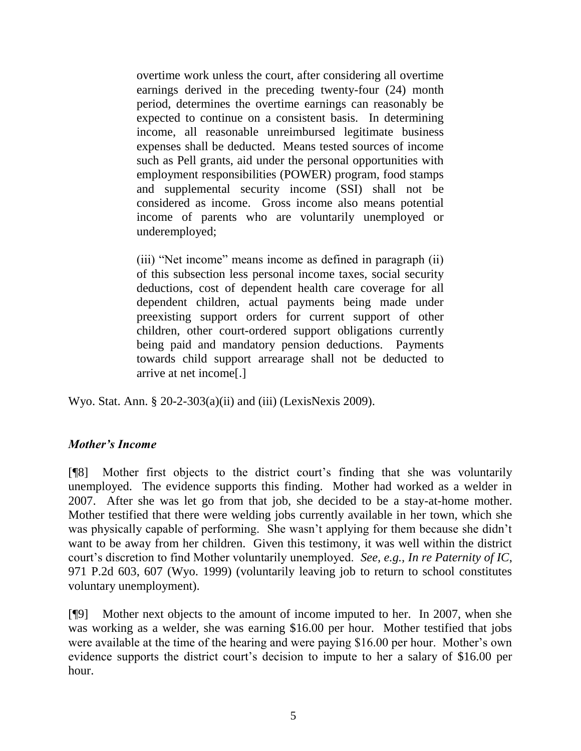> overtime work unless the court, after considering all overtime earnings derived in the preceding twenty-four (24) month period, determines the overtime earnings can reasonably be expected to continue on a consistent basis. In determining income, all reasonable unreimbursed legitimate business expenses shall be deducted. Means tested sources of income such as Pell grants, aid under the personal opportunities with employment responsibilities (POWER) program, food stamps and supplemental security income (SSI) shall not be considered as income. Gross income also means potential income of parents who are voluntarily unemployed or underemployed;
>
> (iii) "Net income" means income as defined in paragraph (ii) of this subsection less personal income taxes, social security deductions, cost of dependent health care coverage for all dependent children, actual payments being made under preexisting support orders for current support of other children, other court-ordered support obligations currently being paid and mandatory pension deductions. Payments towards child support arrearage shall not be deducted to arrive at net income[.]

Wyo. Stat. Ann. § 20-2-303(a)(ii) and (iii) (LexisNexis 2009).

***Mother's Income***

[¶8] Mother first objects to the district court's finding that she was voluntarily unemployed. The evidence supports this finding. Mother had worked as a welder in 2007. After she was let go from that job, she decided to be a stay-at-home mother. Mother testified that there were welding jobs currently available in her town, which she was physically capable of performing. She wasn't applying for them because she didn't want to be away from her children. Given this testimony, it was well within the district court's discretion to find Mother voluntarily unemployed. *See, e.g., In re Paternity of IC*, 971 P.2d 603, 607 (Wyo. 1999) (voluntarily leaving job to return to school constitutes voluntary unemployment).

[¶9] Mother next objects to the amount of income imputed to her. In 2007, when she was working as a welder, she was earning $16.00 per hour. Mother testified that jobs were available at the time of the hearing and were paying $16.00 per hour. Mother's own evidence supports the district court's decision to impute to her a salary of $16.00 per hour.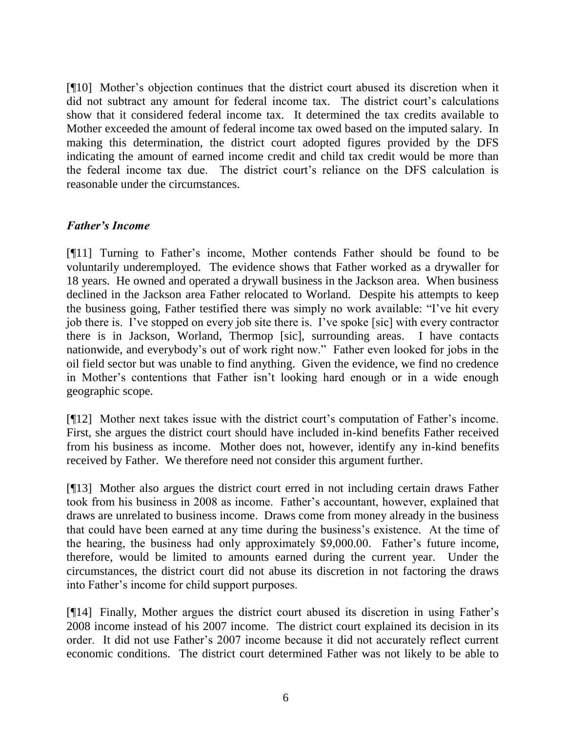[¶10] Mother's objection continues that the district court abused its discretion when it did not subtract any amount for federal income tax. The district court's calculations show that it considered federal income tax. It determined the tax credits available to Mother exceeded the amount of federal income tax owed based on the imputed salary. In making this determination, the district court adopted figures provided by the DFS indicating the amount of earned income credit and child tax credit would be more than the federal income tax due. The district court's reliance on the DFS calculation is reasonable under the circumstances.

### *Father's Income*

[¶11] Turning to Father's income, Mother contends Father should be found to be voluntarily underemployed. The evidence shows that Father worked as a drywaller for 18 years. He owned and operated a drywall business in the Jackson area. When business declined in the Jackson area Father relocated to Worland. Despite his attempts to keep the business going, Father testified there was simply no work available: "I've hit every job there is. I've stopped on every job site there is. I've spoke [sic] with every contractor there is in Jackson, Worland, Thermop [sic], surrounding areas. I have contacts nationwide, and everybody's out of work right now." Father even looked for jobs in the oil field sector but was unable to find anything. Given the evidence, we find no credence in Mother's contentions that Father isn't looking hard enough or in a wide enough geographic scope.

[¶12] Mother next takes issue with the district court's computation of Father's income. First, she argues the district court should have included in-kind benefits Father received from his business as income. Mother does not, however, identify any in-kind benefits received by Father. We therefore need not consider this argument further.

[¶13] Mother also argues the district court erred in not including certain draws Father took from his business in 2008 as income. Father's accountant, however, explained that draws are unrelated to business income. Draws come from money already in the business that could have been earned at any time during the business's existence. At the time of the hearing, the business had only approximately $9,000.00. Father's future income, therefore, would be limited to amounts earned during the current year. Under the circumstances, the district court did not abuse its discretion in not factoring the draws into Father's income for child support purposes.

[¶14] Finally, Mother argues the district court abused its discretion in using Father's 2008 income instead of his 2007 income. The district court explained its decision in its order. It did not use Father's 2007 income because it did not accurately reflect current economic conditions. The district court determined Father was not likely to be able to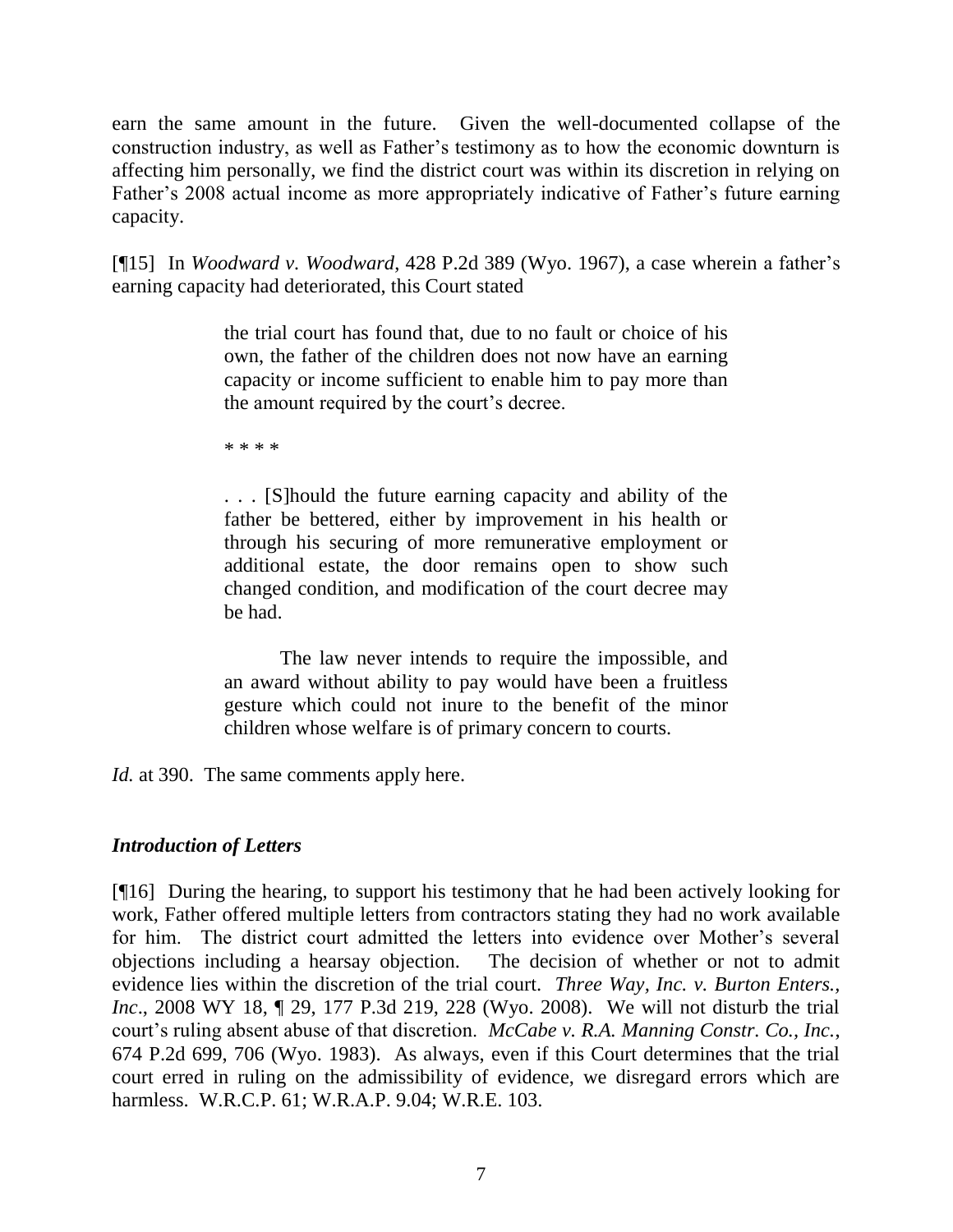earn the same amount in the future. Given the well-documented collapse of the construction industry, as well as Father's testimony as to how the economic downturn is affecting him personally, we find the district court was within its discretion in relying on Father's 2008 actual income as more appropriately indicative of Father's future earning capacity.

[¶15] In *Woodward v. Woodward*, 428 P.2d 389 (Wyo. 1967), a case wherein a father's earning capacity had deteriorated, this Court stated

> the trial court has found that, due to no fault or choice of his own, the father of the children does not now have an earning capacity or income sufficient to enable him to pay more than the amount required by the court's decree.
>
> \* \* \* \*
>
> . . . [S]hould the future earning capacity and ability of the father be bettered, either by improvement in his health or through his securing of more remunerative employment or additional estate, the door remains open to show such changed condition, and modification of the court decree may be had.
>
> The law never intends to require the impossible, and an award without ability to pay would have been a fruitless gesture which could not inure to the benefit of the minor children whose welfare is of primary concern to courts.

*Id.* at 390. The same comments apply here.

### *Introduction of Letters*

[¶16] During the hearing, to support his testimony that he had been actively looking for work, Father offered multiple letters from contractors stating they had no work available for him. The district court admitted the letters into evidence over Mother's several objections including a hearsay objection. The decision of whether or not to admit evidence lies within the discretion of the trial court. *Three Way, Inc. v. Burton Enters., Inc*., 2008 WY 18, ¶ 29, 177 P.3d 219, 228 (Wyo. 2008). We will not disturb the trial court's ruling absent abuse of that discretion. *McCabe v. R.A. Manning Constr. Co., Inc.*, 674 P.2d 699, 706 (Wyo. 1983). As always, even if this Court determines that the trial court erred in ruling on the admissibility of evidence, we disregard errors which are harmless. W.R.C.P. 61; W.R.A.P. 9.04; W.R.E. 103.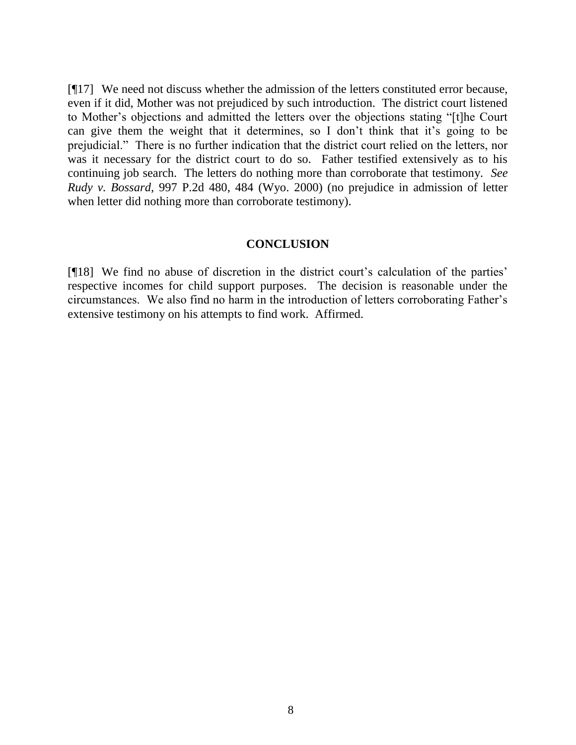[¶17] We need not discuss whether the admission of the letters constituted error because, even if it did, Mother was not prejudiced by such introduction. The district court listened to Mother's objections and admitted the letters over the objections stating "[t]he Court can give them the weight that it determines, so I don't think that it's going to be prejudicial." There is no further indication that the district court relied on the letters, nor was it necessary for the district court to do so. Father testified extensively as to his continuing job search. The letters do nothing more than corroborate that testimony. *See Rudy v. Bossard*, 997 P.2d 480, 484 (Wyo. 2000) (no prejudice in admission of letter when letter did nothing more than corroborate testimony).

## CONCLUSION

[¶18] We find no abuse of discretion in the district court's calculation of the parties' respective incomes for child support purposes. The decision is reasonable under the circumstances. We also find no harm in the introduction of letters corroborating Father's extensive testimony on his attempts to find work. Affirmed.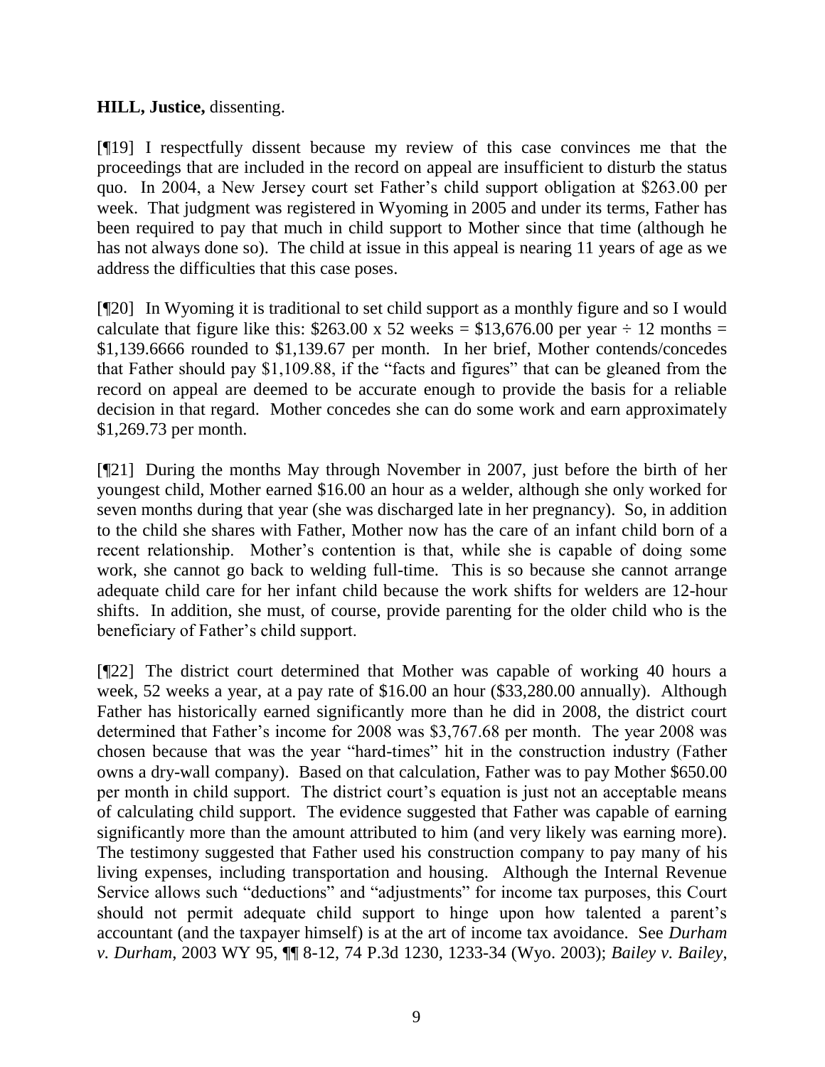**HILL, Justice,** dissenting.

[¶19] I respectfully dissent because my review of this case convinces me that the proceedings that are included in the record on appeal are insufficient to disturb the status quo. In 2004, a New Jersey court set Father's child support obligation at $263.00 per week. That judgment was registered in Wyoming in 2005 and under its terms, Father has been required to pay that much in child support to Mother since that time (although he has not always done so). The child at issue in this appeal is nearing 11 years of age as we address the difficulties that this case poses.

[¶20] In Wyoming it is traditional to set child support as a monthly figure and so I would calculate that figure like this: $263.00 x 52 weeks = $13,676.00 per year ÷ 12 months = $1,139.6666 rounded to $1,139.67 per month. In her brief, Mother contends/concedes that Father should pay $1,109.88, if the "facts and figures" that can be gleaned from the record on appeal are deemed to be accurate enough to provide the basis for a reliable decision in that regard. Mother concedes she can do some work and earn approximately $1,269.73 per month.

[¶21] During the months May through November in 2007, just before the birth of her youngest child, Mother earned $16.00 an hour as a welder, although she only worked for seven months during that year (she was discharged late in her pregnancy). So, in addition to the child she shares with Father, Mother now has the care of an infant child born of a recent relationship. Mother's contention is that, while she is capable of doing some work, she cannot go back to welding full-time. This is so because she cannot arrange adequate child care for her infant child because the work shifts for welders are 12-hour shifts. In addition, she must, of course, provide parenting for the older child who is the beneficiary of Father's child support.

[¶22] The district court determined that Mother was capable of working 40 hours a week, 52 weeks a year, at a pay rate of $16.00 an hour ($33,280.00 annually). Although Father has historically earned significantly more than he did in 2008, the district court determined that Father's income for 2008 was $3,767.68 per month. The year 2008 was chosen because that was the year "hard-times" hit in the construction industry (Father owns a dry-wall company). Based on that calculation, Father was to pay Mother $650.00 per month in child support. The district court's equation is just not an acceptable means of calculating child support. The evidence suggested that Father was capable of earning significantly more than the amount attributed to him (and very likely was earning more). The testimony suggested that Father used his construction company to pay many of his living expenses, including transportation and housing. Although the Internal Revenue Service allows such "deductions" and "adjustments" for income tax purposes, this Court should not permit adequate child support to hinge upon how talented a parent's accountant (and the taxpayer himself) is at the art of income tax avoidance. See *Durham v. Durham*, 2003 WY 95, ¶¶ 8-12, 74 P.3d 1230, 1233-34 (Wyo. 2003); *Bailey v. Bailey*,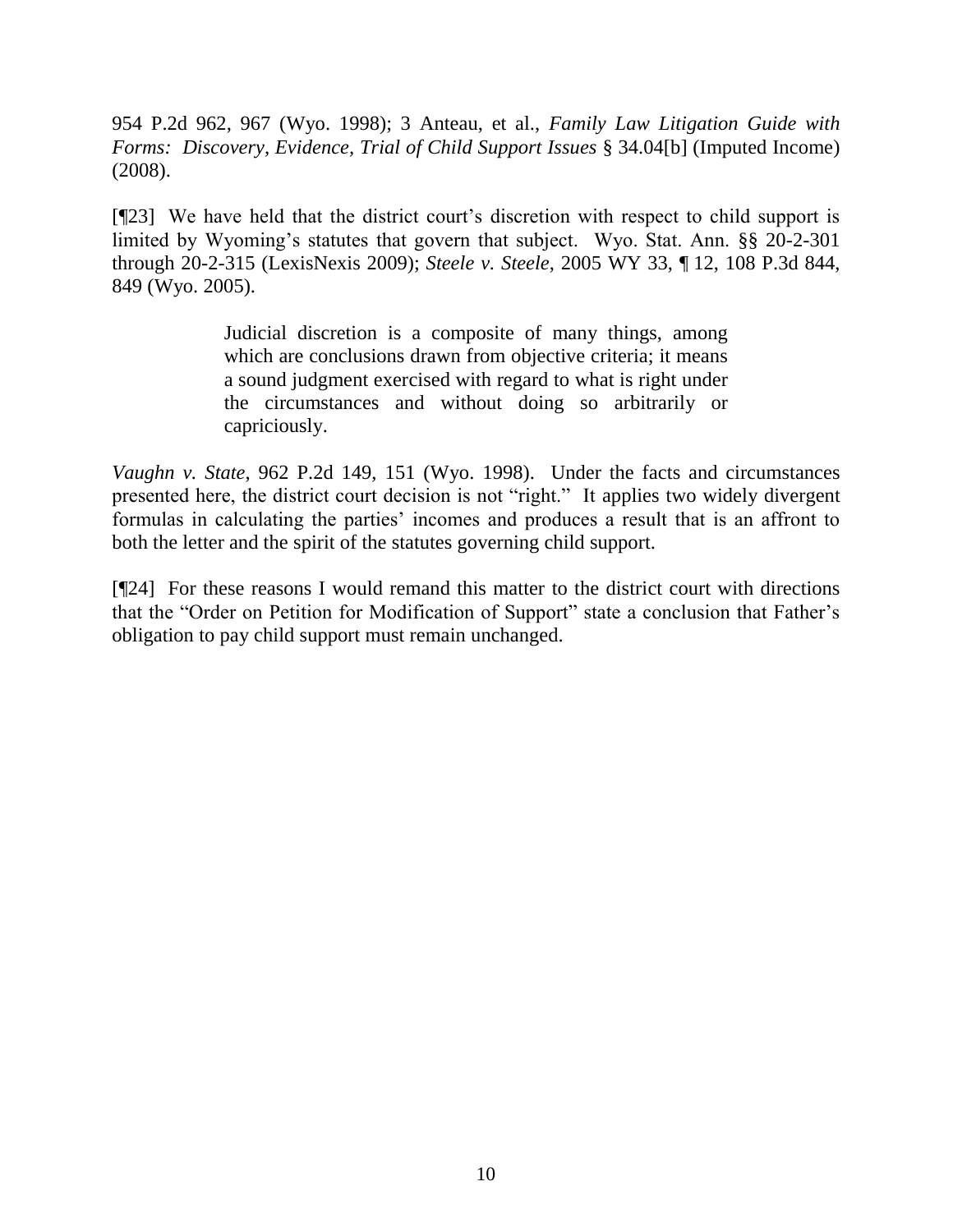954 P.2d 962, 967 (Wyo. 1998); 3 Anteau, et al., *Family Law Litigation Guide with Forms: Discovery, Evidence, Trial of Child Support Issues* § 34.04[b] (Imputed Income) (2008).

[¶23] We have held that the district court's discretion with respect to child support is limited by Wyoming's statutes that govern that subject. Wyo. Stat. Ann. §§ 20-2-301 through 20-2-315 (LexisNexis 2009); *Steele v. Steele*, 2005 WY 33, ¶ 12, 108 P.3d 844, 849 (Wyo. 2005).

> Judicial discretion is a composite of many things, among which are conclusions drawn from objective criteria; it means a sound judgment exercised with regard to what is right under the circumstances and without doing so arbitrarily or capriciously.

*Vaughn v. State*, 962 P.2d 149, 151 (Wyo. 1998). Under the facts and circumstances presented here, the district court decision is not "right." It applies two widely divergent formulas in calculating the parties' incomes and produces a result that is an affront to both the letter and the spirit of the statutes governing child support.

[¶24] For these reasons I would remand this matter to the district court with directions that the "Order on Petition for Modification of Support" state a conclusion that Father's obligation to pay child support must remain unchanged.